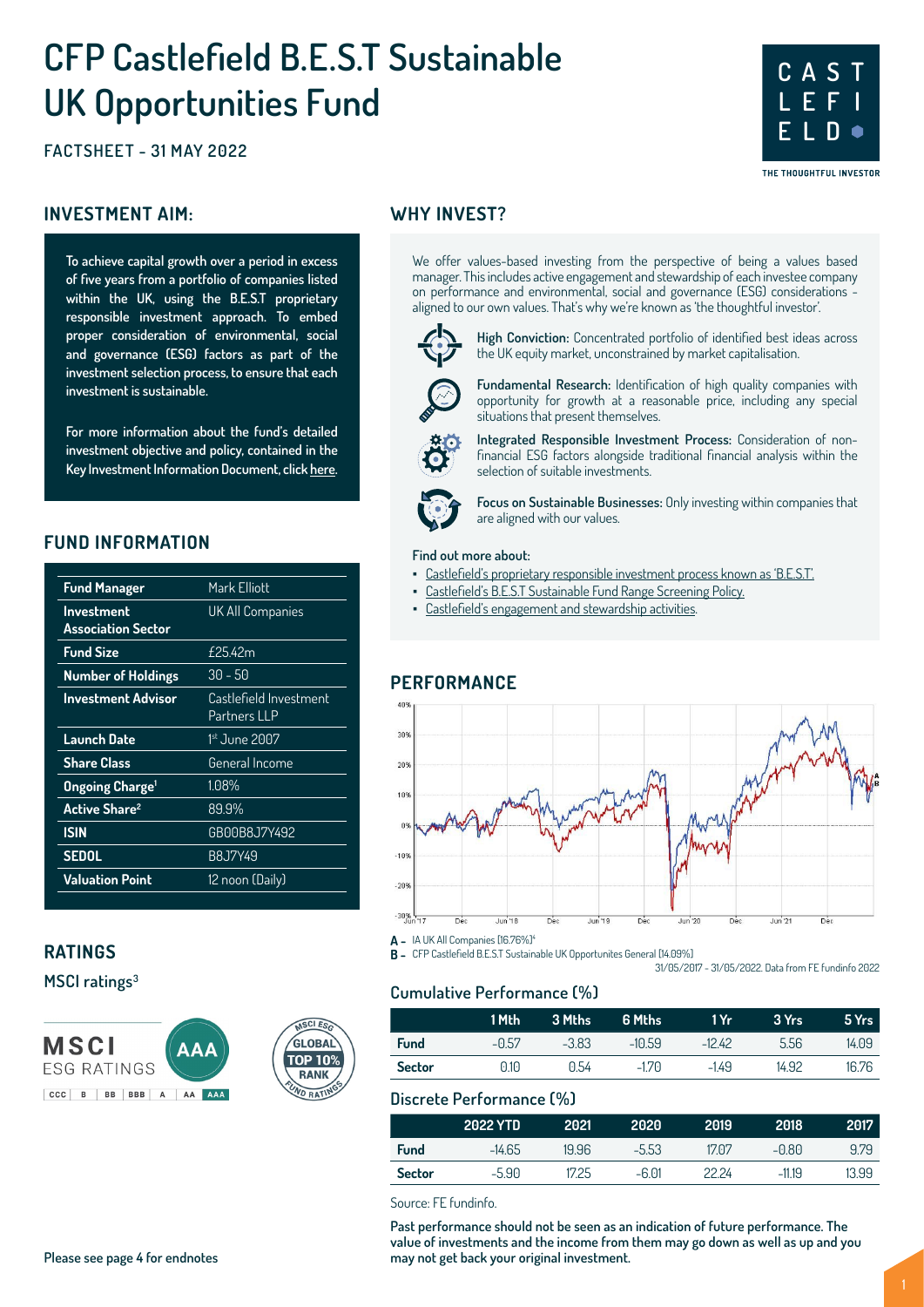# CFP Castlefield B.E.S.T Sustainable UK Opportunities Fund

FACTSHEET - 31 MAY 2022

CASTLEFIELD
THE THOUGHTFUL INVESTOR

## INVESTMENT AIM:

**To achieve capital growth over a period in excess of five years from a portfolio of companies listed within the UK, using the B.E.S.T proprietary responsible investment approach. To embed proper consideration of environmental, social and governance (ESG) factors as part of the investment selection process, to ensure that each investment is sustainable.**

**For more information about the fund's detailed investment objective and policy, contained in the Key Investment Information Document, click here.**

## FUND INFORMATION

| | |
|---|---|
| **Fund Manager** | Mark Elliott |
| **Investment Association Sector** | UK All Companies |
| **Fund Size** | £25.42m |
| **Number of Holdings** | 30 - 50 |
| **Investment Advisor** | Castlefield Investment Partners LLP |
| **Launch Date** | 1st June 2007 |
| **Share Class** | General Income |
| **Ongoing Charge[1]** | 1.08% |
| **Active Share[2]** | 89.9% |
| **ISIN** | GB00B8J7Y492 |
| **SEDOL** | B8J7Y49 |
| **Valuation Point** | 12 noon (Daily) |

## RATINGS

### MSCI ratings[3]

MSCI ESG RATINGS: AAA (CCC | B | BB | BBB | A | AA | AAA)

MSCI ESG GLOBAL TOP 10% RANK FUND RATINGS

## WHY INVEST?

We offer values-based investing from the perspective of being a values based manager. This includes active engagement and stewardship of each investee company on performance and environmental, social and governance (ESG) considerations - aligned to our own values. That's why we're known as 'the thoughtful investor'.

**High Conviction:** Concentrated portfolio of identified best ideas across the UK equity market, unconstrained by market capitalisation.

**Fundamental Research:** Identification of high quality companies with opportunity for growth at a reasonable price, including any special situations that present themselves.

**Integrated Responsible Investment Process:** Consideration of non-financial ESG factors alongside traditional financial analysis within the selection of suitable investments.

**Focus on Sustainable Businesses:** Only investing within companies that are aligned with our values.

**Find out more about:**

- Castlefield's proprietary responsible investment process known as 'B.E.S.T'.
- Castlefield's B.E.S.T Sustainable Fund Range Screening Policy.
- Castlefield's engagement and stewardship activities.

## PERFORMANCE

A - IA UK All Companies [16.76%][4]
B - CFP Castlefield B.E.S.T Sustainable UK Opportunites General [14.09%]

31/05/2017 - 31/05/2022. Data from FE fundinfo 2022

### Cumulative Performance (%)

| | 1 Mth | 3 Mths | 6 Mths | 1 Yr | 3 Yrs | 5 Yrs |
|---|---|---|---|---|---|---|
| **Fund** | -0.57 | -3.83 | -10.59 | -12.42 | 5.56 | 14.09 |
| **Sector** | 0.10 | 0.54 | -1.70 | -1.49 | 14.92 | 16.76 |

### Discrete Performance (%)

| | 2022 YTD | 2021 | 2020 | 2019 | 2018 | 2017 |
|---|---|---|---|---|---|---|
| **Fund** | -14.65 | 19.96 | -5.53 | 17.07 | -0.80 | 9.79 |
| **Sector** | -5.90 | 17.25 | -6.01 | 22.24 | -11.19 | 13.99 |

Source: FE fundinfo.

**Past performance should not be seen as an indication of future performance. The value of investments and the income from them may go down as well as up and you may not get back your original investment.**

Please see page 4 for endnotes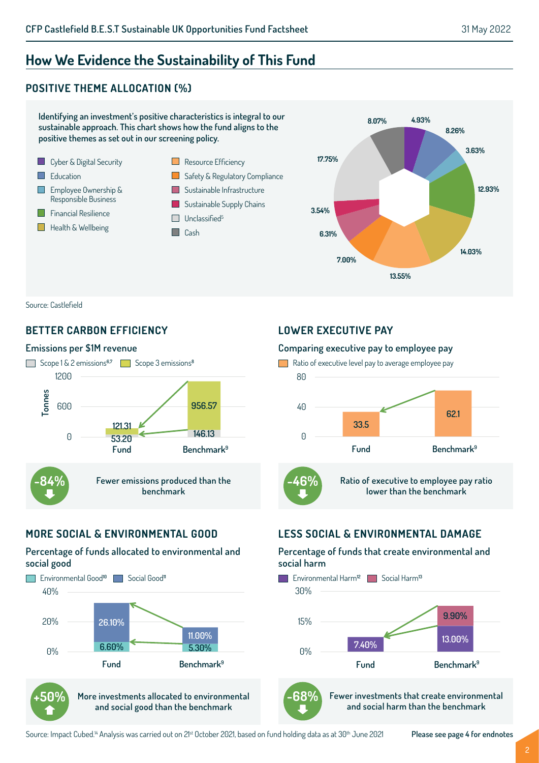# How We Evidence the Sustainability of This Fund

## POSITIVE THEME ALLOCATION (%)

Identifying an investment's positive characteristics is integral to our sustainable approach. This chart shows how the fund aligns to the positive themes as set out in our screening policy.

| Theme | % |
| --- | --- |
| Cyber & Digital Security | 4.93% |
| Education | 8.26% |
| Employee Ownership & Responsible Business | 3.63% |
| Financial Resilience | 12.93% |
| Health & Wellbeing | 14.03% |
| Resource Efficiency | 13.55% |
| Safety & Regulatory Compliance | 7.00% |
| Sustainable Infrastructure | 6.31% |
| Sustainable Supply Chains | 3.54% |
| Unclassified[5] | 17.75% |
| Cash | 8.07% |

Source: Castlefield

## BETTER CARBON EFFICIENCY

### Emissions per $1M revenue

Tonnes

| | Scope 1 & 2 emissions[6,7] | Scope 3 emissions[8] |
| --- | --- | --- |
| Fund | 53.20 | 121.31 |
| Benchmark[9] | 146.13 | 956.57 |

**-84%** Fewer emissions produced than the benchmark

## LOWER EXECUTIVE PAY

### Comparing executive pay to employee pay

| | Ratio of executive level pay to average employee pay |
| --- | --- |
| Fund | 33.5 |
| Benchmark[9] | 62.1 |

**-46%** Ratio of executive to employee pay ratio lower than the benchmark

## MORE SOCIAL & ENVIRONMENTAL GOOD

### Percentage of funds allocated to environmental and social good

| | Environmental Good[10] | Social Good[11] |
| --- | --- | --- |
| Fund | 6.60% | 26.10% |
| Benchmark[9] | 5.30% | 11.00% |

**+50%** More investments allocated to environmental and social good than the benchmark

## LESS SOCIAL & ENVIRONMENTAL DAMAGE

### Percentage of funds that create environmental and social harm

| | Environmental Harm[12] | Social Harm[13] |
| --- | --- | --- |
| Fund | 7.40% | |
| Benchmark[9] | 13.00% | 9.90% |

**-68%** Fewer investments that create environmental and social harm than the benchmark

Source: Impact Cubed.[14] Analysis was carried out on 21st October 2021, based on fund holding data as at 30th June 2021

**Please see page 4 for endnotes**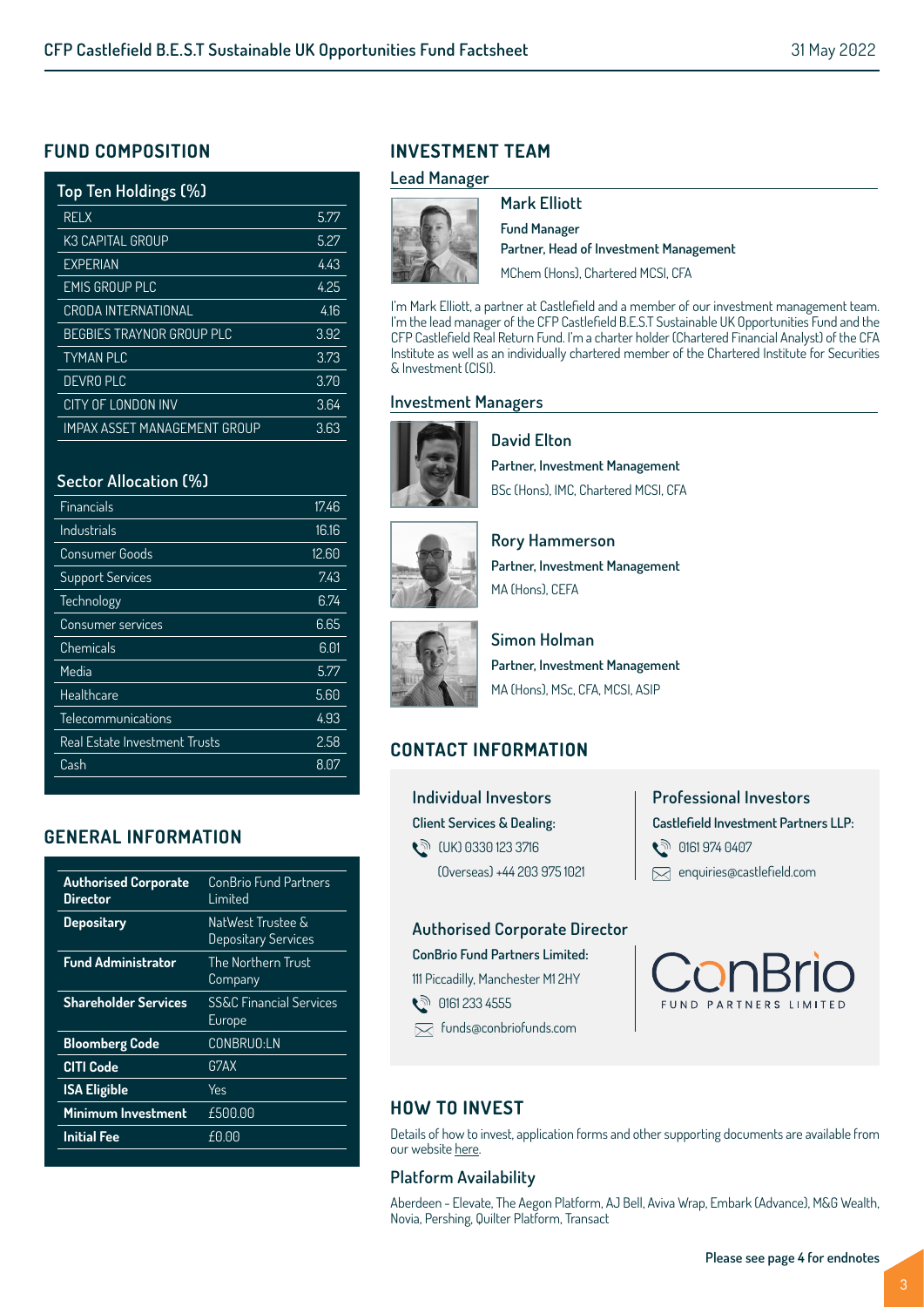## FUND COMPOSITION

| Top Ten Holdings (%) | |
|---|---|
| RELX | 5.77 |
| K3 CAPITAL GROUP | 5.27 |
| EXPERIAN | 4.43 |
| EMIS GROUP PLC | 4.25 |
| CRODA INTERNATIONAL | 4.16 |
| BEGBIES TRAYNOR GROUP PLC | 3.92 |
| TYMAN PLC | 3.73 |
| DEVRO PLC | 3.70 |
| CITY OF LONDON INV | 3.64 |
| IMPAX ASSET MANAGEMENT GROUP | 3.63 |

| Sector Allocation (%) | |
|---|---|
| Financials | 17.46 |
| Industrials | 16.16 |
| Consumer Goods | 12.60 |
| Support Services | 7.43 |
| Technology | 6.74 |
| Consumer services | 6.65 |
| Chemicals | 6.01 |
| Media | 5.77 |
| Healthcare | 5.60 |
| Telecommunications | 4.93 |
| Real Estate Investment Trusts | 2.58 |
| Cash | 8.07 |

## GENERAL INFORMATION

| | |
|---|---|
| **Authorised Corporate Director** | ConBrio Fund Partners Limited |
| **Depositary** | NatWest Trustee & Depositary Services |
| **Fund Administrator** | The Northern Trust Company |
| **Shareholder Services** | SS&C Financial Services Europe |
| **Bloomberg Code** | CONBRUO:LN |
| **CITI Code** | G7AX |
| **ISA Eligible** | Yes |
| **Minimum Investment** | £500.00 |
| **Initial Fee** | £0.00 |

## INVESTMENT TEAM

### Lead Manager

**Mark Elliott**
**Fund Manager**
**Partner, Head of Investment Management**
MChem (Hons), Chartered MCSI, CFA

I'm Mark Elliott, a partner at Castlefield and a member of our investment management team. I'm the lead manager of the CFP Castlefield B.E.S.T Sustainable UK Opportunities Fund and the CFP Castlefield Real Return Fund. I'm a charter holder (Chartered Financial Analyst) of the CFA Institute as well as an individually chartered member of the Chartered Institute for Securities & Investment (CISI).

### Investment Managers

**David Elton**
**Partner, Investment Management**
BSc (Hons), IMC, Chartered MCSI, CFA

**Rory Hammerson**
**Partner, Investment Management**
MA (Hons), CEFA

**Simon Holman**
**Partner, Investment Management**
MA (Hons), MSc, CFA, MCSI, ASIP

## CONTACT INFORMATION

### Individual Investors

**Client Services & Dealing:**
(UK) 0330 123 3716
(Overseas) +44 203 975 1021

### Professional Investors

**Castlefield Investment Partners LLP:**
0161 974 0407
enquiries@castlefield.com

### Authorised Corporate Director

**ConBrio Fund Partners Limited:**
111 Piccadilly, Manchester M1 2HY
0161 233 4555
funds@conbriofunds.com

ConBrio FUND PARTNERS LIMITED

## HOW TO INVEST

Details of how to invest, application forms and other supporting documents are available from our website here.

### Platform Availability

Aberdeen - Elevate, The Aegon Platform, AJ Bell, Aviva Wrap, Embark (Advance), M&G Wealth, Novia, Pershing, Quilter Platform, Transact

**Please see page 4 for endnotes**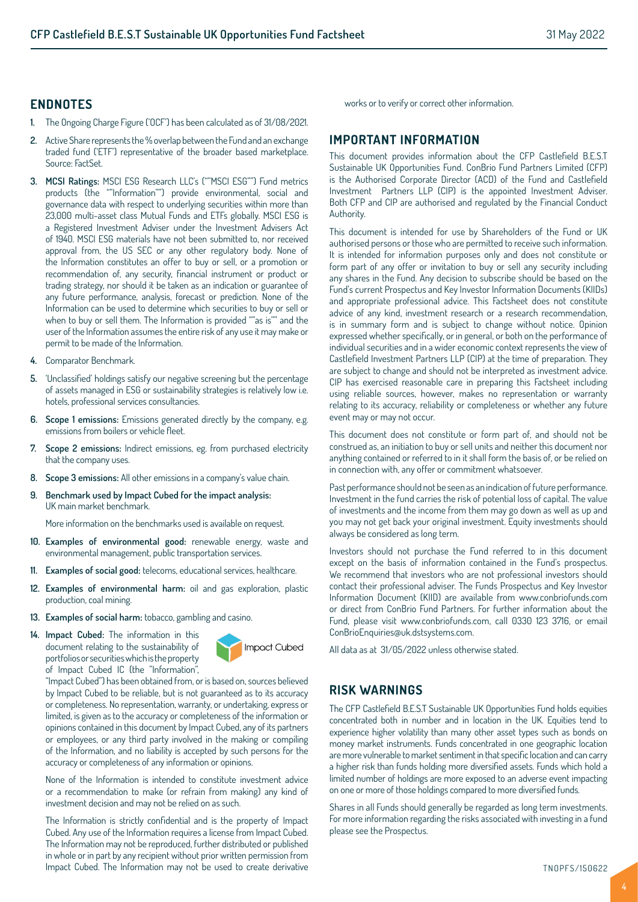## ENDNOTES

1. The Ongoing Charge Figure ('OCF') has been calculated as of 31/08/2021.
2. Active Share represents the % overlap between the Fund and an exchange traded fund ('ETF') representative of the broader based marketplace. Source: FactSet.
3. **MCSI Ratings:** MSCI ESG Research LLC's (""MSCI ESG"") Fund metrics products (the ""Information"") provide environmental, social and governance data with respect to underlying securities within more than 23,000 multi-asset class Mutual Funds and ETFs globally. MSCI ESG is a Registered Investment Adviser under the Investment Advisers Act of 1940. MSCI ESG materials have not been submitted to, nor received approval from, the US SEC or any other regulatory body. None of the Information constitutes an offer to buy or sell, or a promotion or recommendation of, any security, financial instrument or product or trading strategy, nor should it be taken as an indication or guarantee of any future performance, analysis, forecast or prediction. None of the Information can be used to determine which securities to buy or sell or when to buy or sell them. The Information is provided ""as is"" and the user of the Information assumes the entire risk of any use it may make or permit to be made of the Information.
4. Comparator Benchmark.
5. 'Unclassified' holdings satisfy our negative screening but the percentage of assets managed in ESG or sustainability strategies is relatively low i.e. hotels, professional services consultancies.
6. **Scope 1 emissions:** Emissions generated directly by the company, e.g. emissions from boilers or vehicle fleet.
7. **Scope 2 emissions:** Indirect emissions, eg. from purchased electricity that the company uses.
8. **Scope 3 emissions:** All other emissions in a company's value chain.
9. **Benchmark used by Impact Cubed for the impact analysis:** UK main market benchmark.

   More information on the benchmarks used is available on request.
10. **Examples of environmental good:** renewable energy, waste and environmental management, public transportation services.
11. **Examples of social good:** telecoms, educational services, healthcare.
12. **Examples of environmental harm:** oil and gas exploration, plastic production, coal mining.
13. **Examples of social harm:** tobacco, gambling and casino.
14. **Impact Cubed:** The information in this document relating to the sustainability of portfolios or securities which is the property of Impact Cubed IC (the "Information", "Impact Cubed") has been obtained from, or is based on, sources believed by Impact Cubed to be reliable, but is not guaranteed as to its accuracy or completeness. No representation, warranty, or undertaking, express or limited, is given as to the accuracy or completeness of the information or opinions contained in this document by Impact Cubed, any of its partners or employees, or any third party involved in the making or compiling of the Information, and no liability is accepted by such persons for the accuracy or completeness of any information or opinions.

   None of the Information is intended to constitute investment advice or a recommendation to make (or refrain from making) any kind of investment decision and may not be relied on as such.

   The Information is strictly confidential and is the property of Impact Cubed. Any use of the Information requires a license from Impact Cubed. The Information may not be reproduced, further distributed or published in whole or in part by any recipient without prior written permission from Impact Cubed. The Information may not be used to create derivative works or to verify or correct other information.

## IMPORTANT INFORMATION

This document provides information about the CFP Castlefield B.E.S.T Sustainable UK Opportunities Fund. ConBrio Fund Partners Limited (CFP) is the Authorised Corporate Director (ACD) of the Fund and Castlefield Investment Partners LLP (CIP) is the appointed Investment Adviser. Both CFP and CIP are authorised and regulated by the Financial Conduct Authority.

This document is intended for use by Shareholders of the Fund or UK authorised persons or those who are permitted to receive such information. It is intended for information purposes only and does not constitute or form part of any offer or invitation to buy or sell any security including any shares in the Fund. Any decision to subscribe should be based on the Fund's current Prospectus and Key Investor Information Documents (KIIDs) and appropriate professional advice. This Factsheet does not constitute advice of any kind, investment research or a research recommendation, is in summary form and is subject to change without notice. Opinion expressed whether specifically, or in general, or both on the performance of individual securities and in a wider economic context represents the view of Castlefield Investment Partners LLP (CIP) at the time of preparation. They are subject to change and should not be interpreted as investment advice. CIP has exercised reasonable care in preparing this Factsheet including using reliable sources, however, makes no representation or warranty relating to its accuracy, reliability or completeness or whether any future event may or may not occur.

This document does not constitute or form part of, and should not be construed as, an initiation to buy or sell units and neither this document nor anything contained or referred to in it shall form the basis of, or be relied on in connection with, any offer or commitment whatsoever.

Past performance should not be seen as an indication of future performance. Investment in the fund carries the risk of potential loss of capital. The value of investments and the income from them may go down as well as up and you may not get back your original investment. Equity investments should always be considered as long term.

Investors should not purchase the Fund referred to in this document except on the basis of information contained in the Fund's prospectus. We recommend that investors who are not professional investors should contact their professional adviser. The Funds Prospectus and Key Investor Information Document (KIID) are available from www.conbriofunds.com or direct from ConBrio Fund Partners. For further information about the Fund, please visit www.conbriofunds.com, call 0330 123 3716, or email ConBrioEnquiries@uk.dstsystems.com.

All data as at 31/05/2022 unless otherwise stated.

## RISK WARNINGS

The CFP Castlefield B.E.S.T Sustainable UK Opportunities Fund holds equities concentrated both in number and in location in the UK. Equities tend to experience higher volatility than many other asset types such as bonds on money market instruments. Funds concentrated in one geographic location are more vulnerable to market sentiment in that specific location and can carry a higher risk than funds holding more diversified assets. Funds which hold a limited number of holdings are more exposed to an adverse event impacting on one or more of those holdings compared to more diversified funds.

Shares in all Funds should generally be regarded as long term investments. For more information regarding the risks associated with investing in a fund please see the Prospectus.

TNOPFS/150622